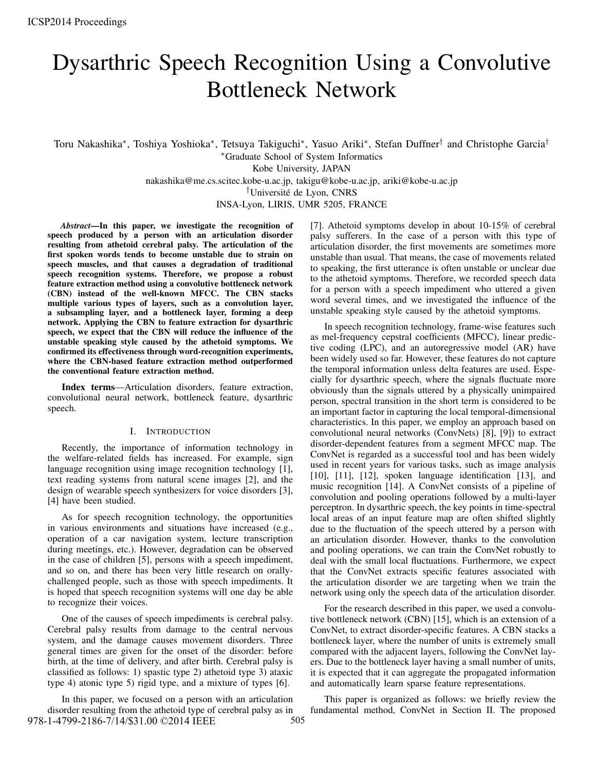# Dysarthric Speech Recognition Using a Convolutive Bottleneck Network

Toru Nakashika*, Toshiya Yoshioka*, Tetsuya Takiguchi*, Yasuo Ariki*, Stefan Duffner† and Christophe Garcia†

*Graduate School of System Informatics
Kobe University, JAPAN
nakashika@me.cs.scitec.kobe-u.ac.jp, takigu@kobe-u.ac.jp, ariki@kobe-u.ac.jp

†Université de Lyon, CNRS
INSA-Lyon, LIRIS, UMR 5205, FRANCE

***Abstract*—In this paper, we investigate the recognition of speech produced by a person with an articulation disorder resulting from athetoid cerebral palsy. The articulation of the first spoken words tends to become unstable due to strain on speech muscles, and that causes a degradation of traditional speech recognition systems. Therefore, we propose a robust feature extraction method using a convolutive bottleneck network (CBN) instead of the well-known MFCC. The CBN stacks multiple various types of layers, such as a convolution layer, a subsampling layer, and a bottleneck layer, forming a deep network. Applying the CBN to feature extraction for dysarthric speech, we expect that the CBN will reduce the influence of the unstable speaking style caused by the athetoid symptoms. We confirmed its effectiveness through word-recognition experiments, where the CBN-based feature extraction method outperformed the conventional feature extraction method.**

**Index terms**—Articulation disorders, feature extraction, convolutional neural network, bottleneck feature, dysarthric speech.

## I. Introduction

Recently, the importance of information technology in the welfare-related fields has increased. For example, sign language recognition using image recognition technology [1], text reading systems from natural scene images [2], and the design of wearable speech synthesizers for voice disorders [3], [4] have been studied.

As for speech recognition technology, the opportunities in various environments and situations have increased (e.g., operation of a car navigation system, lecture transcription during meetings, etc.). However, degradation can be observed in the case of children [5], persons with a speech impediment, and so on, and there has been very little research on orally-challenged people, such as those with speech impediments. It is hoped that speech recognition systems will one day be able to recognize their voices.

One of the causes of speech impediments is cerebral palsy. Cerebral palsy results from damage to the central nervous system, and the damage causes movement disorders. Three general times are given for the onset of the disorder: before birth, at the time of delivery, and after birth. Cerebral palsy is classified as follows: 1) spastic type 2) athetoid type 3) ataxic type 4) atonic type 5) rigid type, and a mixture of types [6].

In this paper, we focused on a person with an articulation disorder resulting from the athetoid type of cerebral palsy as in [7]. Athetoid symptoms develop in about 10-15% of cerebral palsy sufferers. In the case of a person with this type of articulation disorder, the first movements are sometimes more unstable than usual. That means, the case of movements related to speaking, the first utterance is often unstable or unclear due to the athetoid symptoms. Therefore, we recorded speech data for a person with a speech impediment who uttered a given word several times, and we investigated the influence of the unstable speaking style caused by the athetoid symptoms.

In speech recognition technology, frame-wise features such as mel-frequency cepstral coefficients (MFCC), linear predictive coding (LPC), and an autoregressive model (AR) have been widely used so far. However, these features do not capture the temporal information unless delta features are used. Especially for dysarthric speech, where the signals fluctuate more obviously than the signals uttered by a physically unimpaired person, spectral transition in the short term is considered to be an important factor in capturing the local temporal-dimensional characteristics. In this paper, we employ an approach based on convolutional neural networks (ConvNets) [8], [9]) to extract disorder-dependent features from a segment MFCC map. The ConvNet is regarded as a successful tool and has been widely used in recent years for various tasks, such as image analysis [10], [11], [12], spoken language identification [13], and music recognition [14]. A ConvNet consists of a pipeline of convolution and pooling operations followed by a multi-layer perceptron. In dysarthric speech, the key points in time-spectral local areas of an input feature map are often shifted slightly due to the fluctuation of the speech uttered by a person with an articulation disorder. However, thanks to the convolution and pooling operations, we can train the ConvNet robustly to deal with the small local fluctuations. Furthermore, we expect that the ConvNet extracts specific features associated with the articulation disorder we are targeting when we train the network using only the speech data of the articulation disorder.

For the research described in this paper, we used a convolutive bottleneck network (CBN) [15], which is an extension of a ConvNet, to extract disorder-specific features. A CBN stacks a bottleneck layer, where the number of units is extremely small compared with the adjacent layers, following the ConvNet layers. Due to the bottleneck layer having a small number of units, it is expected that it can aggregate the propagated information and automatically learn sparse feature representations.

This paper is organized as follows: we briefly review the fundamental method, ConvNet in Section II. The proposed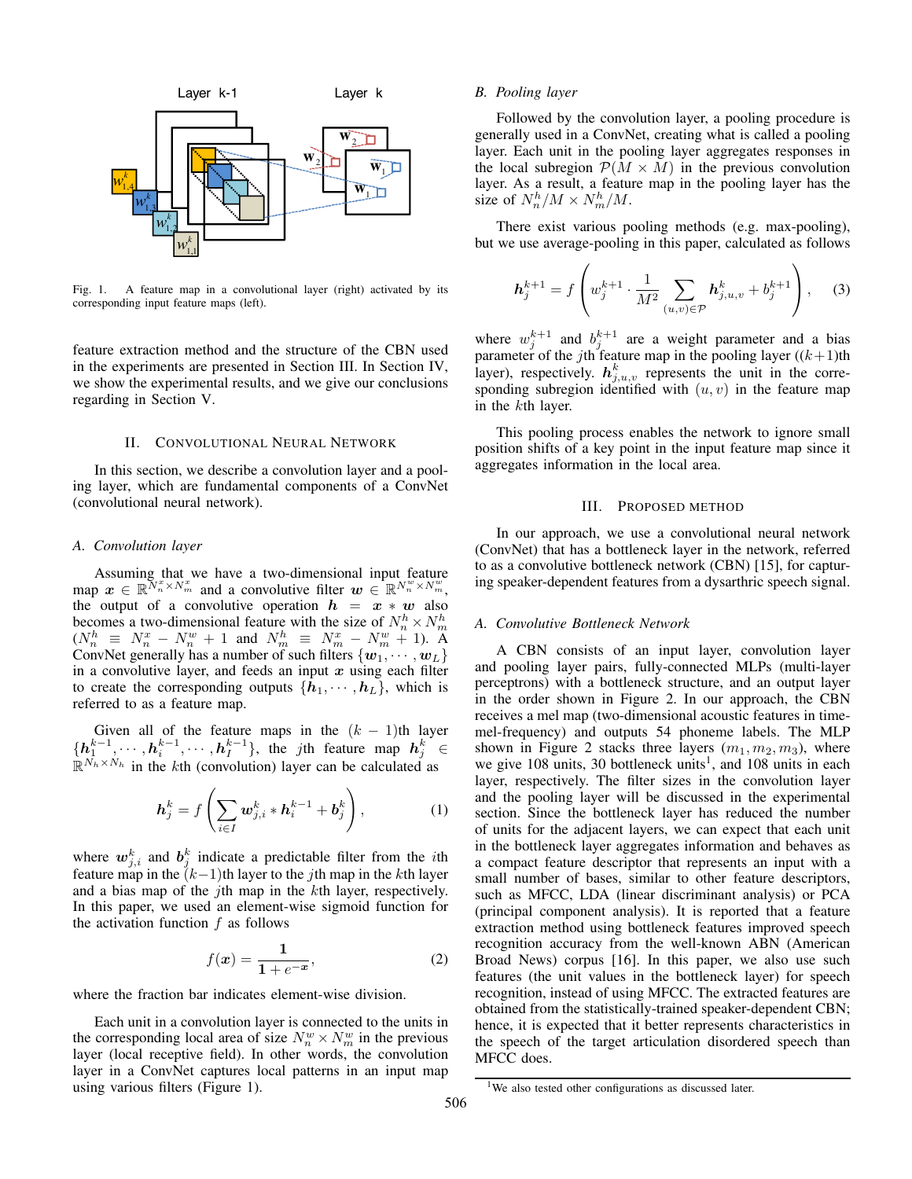Fig. 1. A feature map in a convolutional layer (right) activated by its corresponding input feature maps (left).

feature extraction method and the structure of the CBN used in the experiments are presented in Section III. In Section IV, we show the experimental results, and we give our conclusions regarding in Section V.

## II. Convolutional Neural Network

In this section, we describe a convolution layer and a pooling layer, which are fundamental components of a ConvNet (convolutional neural network).

### A. Convolution layer

Assuming that we have a two-dimensional input feature map $\boldsymbol{x} \in \mathbb{R}^{N_n^x \times N_m^x}$ and a convolutive filter $\boldsymbol{w} \in \mathbb{R}^{N_n^w \times N_m^w}$, the output of a convolution operation $\boldsymbol{h} = \boldsymbol{x} * \boldsymbol{w}$ also becomes a two-dimensional feature with the size of $N_n^h \times N_m^h$ ($N_n^h \equiv N_n^x - N_n^w + 1$ and $N_m^h \equiv N_m^x - N_m^w + 1$). A ConvNet generally has a number of such filters $\{\boldsymbol{w}_1, \cdots, \boldsymbol{w}_L\}$ in a convolutive layer, and feeds an input $\boldsymbol{x}$ using each filter to create the corresponding outputs $\{\boldsymbol{h}_1, \cdots, \boldsymbol{h}_L\}$, which is referred to as a feature map.

Given all of the feature maps in the $(k-1)$th layer $\{\boldsymbol{h}_1^{k-1}, \cdots, \boldsymbol{h}_i^{k-1}, \cdots, \boldsymbol{h}_I^{k-1}\}$, the $j$th feature map $\boldsymbol{h}_j^k \in \mathbb{R}^{N_h \times N_h}$ in the $k$th (convolution) layer can be calculated as

$$\boldsymbol{h}_j^k = f\left(\sum_{i \in I} \boldsymbol{w}_{j,i}^k * \boldsymbol{h}_i^{k-1} + \boldsymbol{b}_j^k\right), \tag{1}$$

where $\boldsymbol{w}_{j,i}^k$ and $\boldsymbol{b}_j^k$ indicate a predictable filter from the $i$th feature map in the $(k-1)$th layer to the $j$th map in the $k$th layer and a bias map of the $j$th map in the $k$th layer, respectively. In this paper, we used an element-wise sigmoid function for the activation function $f$ as follows

$$f(\boldsymbol{x}) = \frac{\boldsymbol{1}}{\boldsymbol{1} + e^{-\boldsymbol{x}}}, \tag{2}$$

where the fraction bar indicates element-wise division.

Each unit in a convolution layer is connected to the units in the corresponding local area of size $N_n^w \times N_m^w$ in the previous layer (local receptive field). In other words, the convolution layer in a ConvNet captures local patterns in an input map using various filters (Figure 1).

### B. Pooling layer

Followed by the convolution layer, a pooling procedure is generally used in a ConvNet, creating what is called a pooling layer. Each unit in the pooling layer aggregates responses in the local subregion $\mathcal{P}(M \times M)$ in the previous convolution layer. As a result, a feature map in the pooling layer has the size of $N_n^h/M \times N_m^h/M$.

There exist various pooling methods (e.g. max-pooling), but we use average-pooling in this paper, calculated as follows

$$\boldsymbol{h}_j^{k+1} = f\left(w_j^{k+1} \cdot \frac{1}{M^2} \sum_{(u,v) \in \mathcal{P}} \boldsymbol{h}_{j,u,v}^k + b_j^{k+1}\right), \tag{3}$$

where $w_j^{k+1}$ and $b_j^{k+1}$ are a weight parameter and a bias parameter of the $j$th feature map in the pooling layer ($(k+1)$th layer), respectively. $\boldsymbol{h}_{j,u,v}^k$ represents the unit in the corresponding subregion identified with $(u, v)$ in the feature map in the $k$th layer.

This pooling process enables the network to ignore small position shifts of a key point in the input feature map since it aggregates information in the local area.

## III. Proposed Method

In our approach, we use a convolutional neural network (ConvNet) that has a bottleneck layer in the network, referred to as a convolutive bottleneck network (CBN) [15], for capturing speaker-dependent features from a dysarthric speech signal.

### A. Convolutive Bottleneck Network

A CBN consists of an input layer, convolution layer and pooling layer pairs, fully-connected MLPs (multi-layer perceptrons) with a bottleneck structure, and an output layer in the order shown in Figure 2. In our approach, the CBN receives a mel map (two-dimensional acoustic features in time-mel-frequency) and outputs 54 phoneme labels. The MLP shown in Figure 2 stacks three layers ($m_1, m_2, m_3$), where we give 108 units, 30 bottleneck units[1], and 108 units in each layer, respectively. The filter sizes in the convolution layer and the pooling layer will be discussed in the experimental section. Since the bottleneck layer has reduced the number of units for the adjacent layers, we can expect that each unit in the bottleneck layer aggregates information and behaves as a compact feature descriptor that represents an input with a small number of bases, similar to other feature descriptors, such as MFCC, LDA (linear discriminant analysis) or PCA (principal component analysis). It is reported that a feature extraction method using bottleneck features improved speech recognition accuracy from the well-known ABN (American Broad News) corpus [16]. In this paper, we also use such features (the unit values in the bottleneck layer) for speech recognition, instead of using MFCC. The extracted features are obtained from the statistically-trained speaker-dependent CBN; hence, it is expected that it better represents characteristics in the speech of the target articulation disordered speech than MFCC does.

[1] We also tested other configurations as discussed later.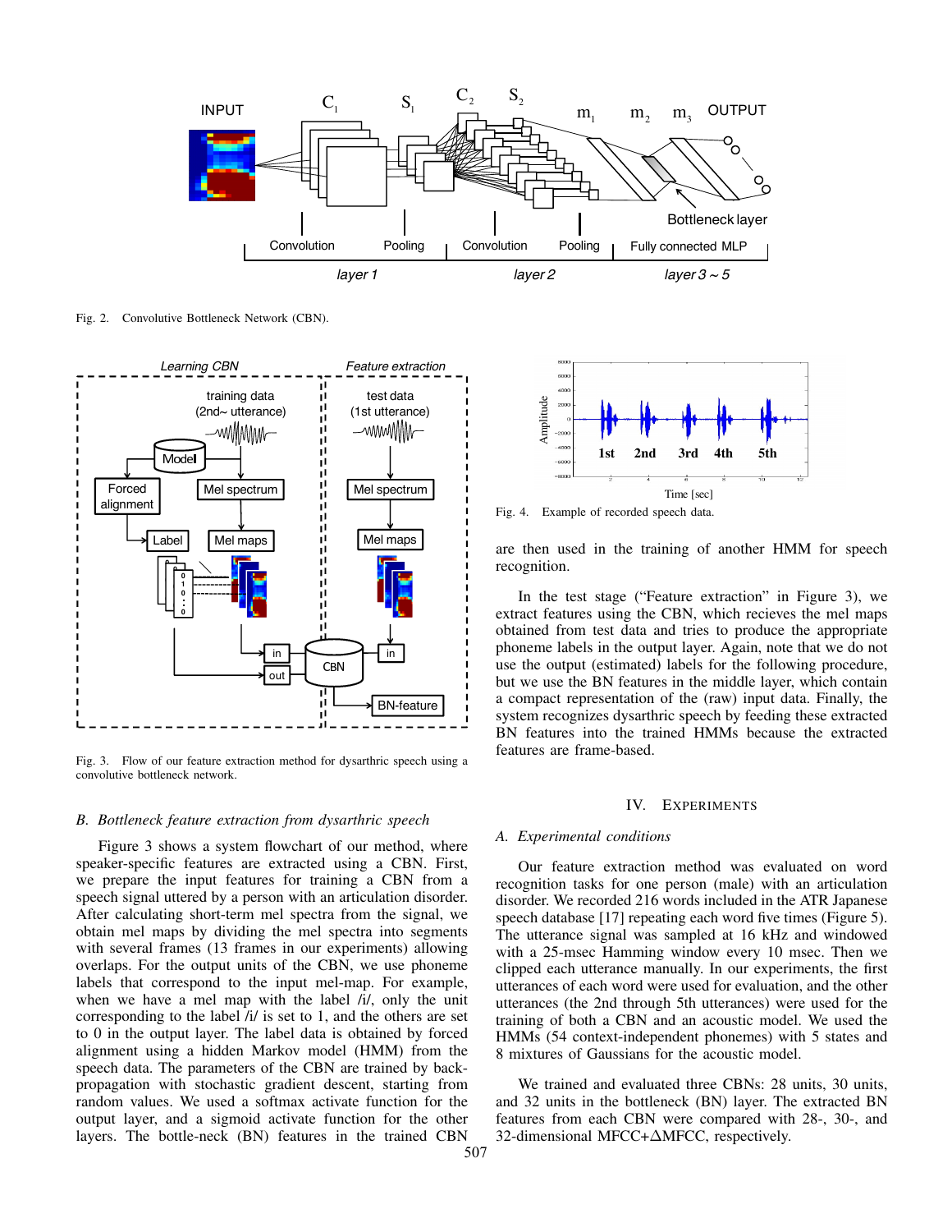Fig. 2. Convolutive Bottleneck Network (CBN).

Fig. 3. Flow of our feature extraction method for dysarthric speech using a convolutive bottleneck network.

### B. Bottleneck feature extraction from dysarthric speech

Figure 3 shows a system flowchart of our method, where speaker-specific features are extracted using a CBN. First, we prepare the input features for training a CBN from a speech signal uttered by a person with an articulation disorder. After calculating short-term mel spectra from the signal, we obtain mel maps by dividing the mel spectra into segments with several frames (13 frames in our experiments) allowing overlaps. For the output units of the CBN, we use phoneme labels that correspond to the input mel-map. For example, when we have a mel map with the label /i/, only the unit corresponding to the label /i/ is set to 1, and the others are set to 0 in the output layer. The label data is obtained by forced alignment using a hidden Markov model (HMM) from the speech data. The parameters of the CBN are trained by back-propagation with stochastic gradient descent, starting from random values. We used a softmax activate function for the output layer, and a sigmoid activate function for the other layers. The bottle-neck (BN) features in the trained CBN are then used in the training of another HMM for speech recognition.

In the test stage ("Feature extraction" in Figure 3), we extract features using the CBN, which recieves the mel maps obtained from test data and tries to produce the appropriate phoneme labels in the output layer. Again, note that we do not use the output (estimated) labels for the following procedure, but we use the BN features in the middle layer, which contain a compact representation of the (raw) input data. Finally, the system recognizes dysarthric speech by feeding these extracted BN features into the trained HMMs because the extracted features are frame-based.

Fig. 4. Example of recorded speech data.

## IV. Experiments

### A. Experimental conditions

Our feature extraction method was evaluated on word recognition tasks for one person (male) with an articulation disorder. We recorded 216 words included in the ATR Japanese speech database [17] repeating each word five times (Figure 5). The utterance signal was sampled at 16 kHz and windowed with a 25-msec Hamming window every 10 msec. Then we clipped each utterance manually. In our experiments, the first utterances of each word were used for evaluation, and the other utterances (the 2nd through 5th utterances) were used for the training of both a CBN and an acoustic model. We used the HMMs (54 context-independent phonemes) with 5 states and 8 mixtures of Gaussians for the acoustic model.

We trained and evaluated three CBNs: 28 units, 30 units, and 32 units in the bottleneck (BN) layer. The extracted BN features from each CBN were compared with 28-, 30-, and 32-dimensional MFCC+$\Delta$MFCC, respectively.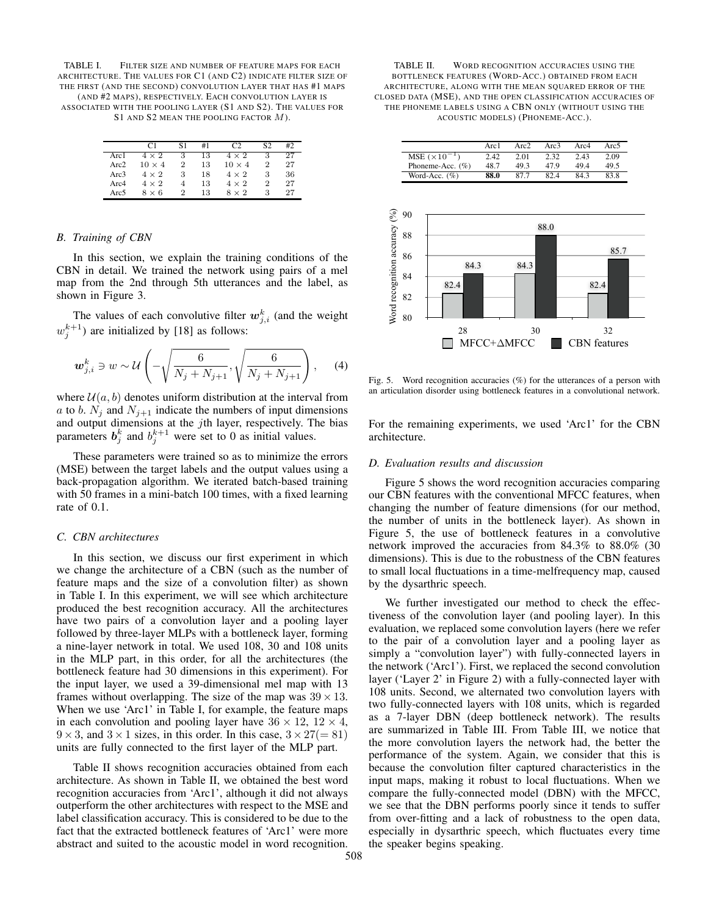TABLE I. Filter size and number of feature maps for each architecture. The values for C1 (and C2) indicate filter size of the first (and the second) convolution layer that has #1 maps (and #2 maps), respectively. Each convolution layer is associated with the pooling layer (S1 and S2). The values for S1 and S2 mean the pooling factor $M$).

| | C1 | S1 | #1 | C2 | S2 | #2 |
|---|---|---|---|---|---|---|
| Arc1 | $4 \times 2$ | 3 | 13 | $4 \times 2$ | 3 | 27 |
| Arc2 | $10 \times 4$ | 2 | 13 | $10 \times 4$ | 2 | 27 |
| Arc3 | $4 \times 2$ | 3 | 18 | $4 \times 2$ | 3 | 36 |
| Arc4 | $4 \times 2$ | 4 | 13 | $4 \times 2$ | 2 | 27 |
| Arc5 | $8 \times 6$ | 2 | 13 | $8 \times 2$ | 3 | 27 |

### B. Training of CBN

In this section, we explain the training conditions of the CBN in detail. We trained the network using pairs of a mel map from the 2nd through 5th utterances and the label, as shown in Figure 3.

The values of each convolutive filter $\boldsymbol{w}^k_{j,i}$ (and the weight $w^{k+1}_j$) are initialized by [18] as follows:

$$\boldsymbol{w}^k_{j,i} \ni w \sim \mathcal{U}\left(-\sqrt{\frac{6}{N_j + N_{j+1}}}, \sqrt{\frac{6}{N_j + N_{j+1}}}\right), \quad (4)$$

where $\mathcal{U}(a, b)$ denotes uniform distribution at the interval from $a$ to $b$. $N_j$ and $N_{j+1}$ indicate the numbers of input dimensions and output dimensions at the $j$th layer, respectively. The bias parameters $\boldsymbol{b}^k_j$ and $b^{k+1}_j$ were set to 0 as initial values.

These parameters were trained so as to minimize the errors (MSE) between the target labels and the output values using a back-propagation algorithm. We iterated batch-based training with 50 frames in a mini-batch 100 times, with a fixed learning rate of 0.1.

### C. CBN architectures

In this section, we discuss our first experiment in which we change the architecture of a CBN (such as the number of feature maps and the size of a convolution filter) as shown in Table I. In this experiment, we will see which architecture produced the best recognition accuracy. All the architectures have two pairs of a convolution layer and a pooling layer followed by three-layer MLPs with a bottleneck layer, forming a nine-layer network in total. We used 108, 30 and 108 units in the MLP part, in this order, for all the architectures (the bottleneck feature had 30 dimensions in this experiment). For the input layer, we used a 39-dimensional mel map with 13 frames without overlapping. The size of the map was $39 \times 13$. When we use 'Arc1' in Table I, for example, the feature maps in each convolution and pooling layer have $36 \times 12$, $12 \times 4$, $9 \times 3$, and $3 \times 1$ sizes, in this order. In this case, $3 \times 27 (= 81)$ units are fully connected to the first layer of the MLP part.

Table II shows recognition accuracies obtained from each architecture. As shown in Table II, we obtained the best word recognition accuracies from 'Arc1', although it did not always outperform the other architectures with respect to the MSE and label classification accuracy. This is considered to be due to the fact that the extracted bottleneck features of 'Arc1' were more abstract and suited to the acoustic model in word recognition.

TABLE II. Word recognition accuracies using the bottleneck features (Word-Acc.) obtained from each architecture, along with the mean squared error of the closed data (MSE), and the open classification accuracies of the phoneme labels using a CBN only (without using the acoustic models) (Phoneme-Acc.).

| | Arc1 | Arc2 | Arc3 | Arc4 | Arc5 |
|---|---|---|---|---|---|
| MSE ($\times 10^{-1}$) | 2.42 | 2.01 | 2.32 | 2.43 | 2.09 |
| Phoneme-Acc. (%) | 48.7 | 49.3 | 47.9 | 49.4 | 49.5 |
| Word-Acc. (%) | **88.0** | 87.7 | 82.4 | 84.3 | 83.8 |

| Dimensions | MFCC+ΔMFCC | CBN features |
|---|---|---|
| 28 | 82.4 | 84.3 |
| 30 | 84.3 | 88.0 |
| 32 | 82.4 | 85.7 |

Fig. 5. Word recognition accuracies (%) for the utterances of a person with an articulation disorder using bottleneck features in a convolutional network.

For the remaining experiments, we used 'Arc1' for the CBN architecture.

### D. Evaluation results and discussion

Figure 5 shows the word recognition accuracies comparing our CBN features with the conventional MFCC features, when changing the number of feature dimensions (for our method, the number of units in the bottleneck layer). As shown in Figure 5, the use of bottleneck features in a convolutive network improved the accuracies from 84.3% to 88.0% (30 dimensions). This is due to the robustness of the CBN features to small local fluctuations in a time-melfrequency map, caused by the dysarthric speech.

We further investigated our method to check the effectiveness of the convolution layer (and pooling layer). In this evaluation, we replaced some convolution layers (here we refer to the pair of a convolution layer and a pooling layer as simply a "convolution layer") with fully-connected layers in the network ('Arc1'). First, we replaced the second convolution layer ('Layer 2' in Figure 2) with a fully-connected layer with 108 units. Second, we alternated two convolution layers with two fully-connected layers with 108 units, which is regarded as a 7-layer DBN (deep bottleneck network). The results are summarized in Table III. From Table III, we notice that the more convolution layers the network had, the better the performance of the system. Again, we consider that this is because the convolution filter captured characteristics in the input maps, making it robust to local fluctuations. When we compare the fully-connected model (DBN) with the MFCC, we see that the DBN performs poorly since it tends to suffer from over-fitting and a lack of robustness to the open data, especially in dysarthric speech, which fluctuates every time the speaker begins speaking.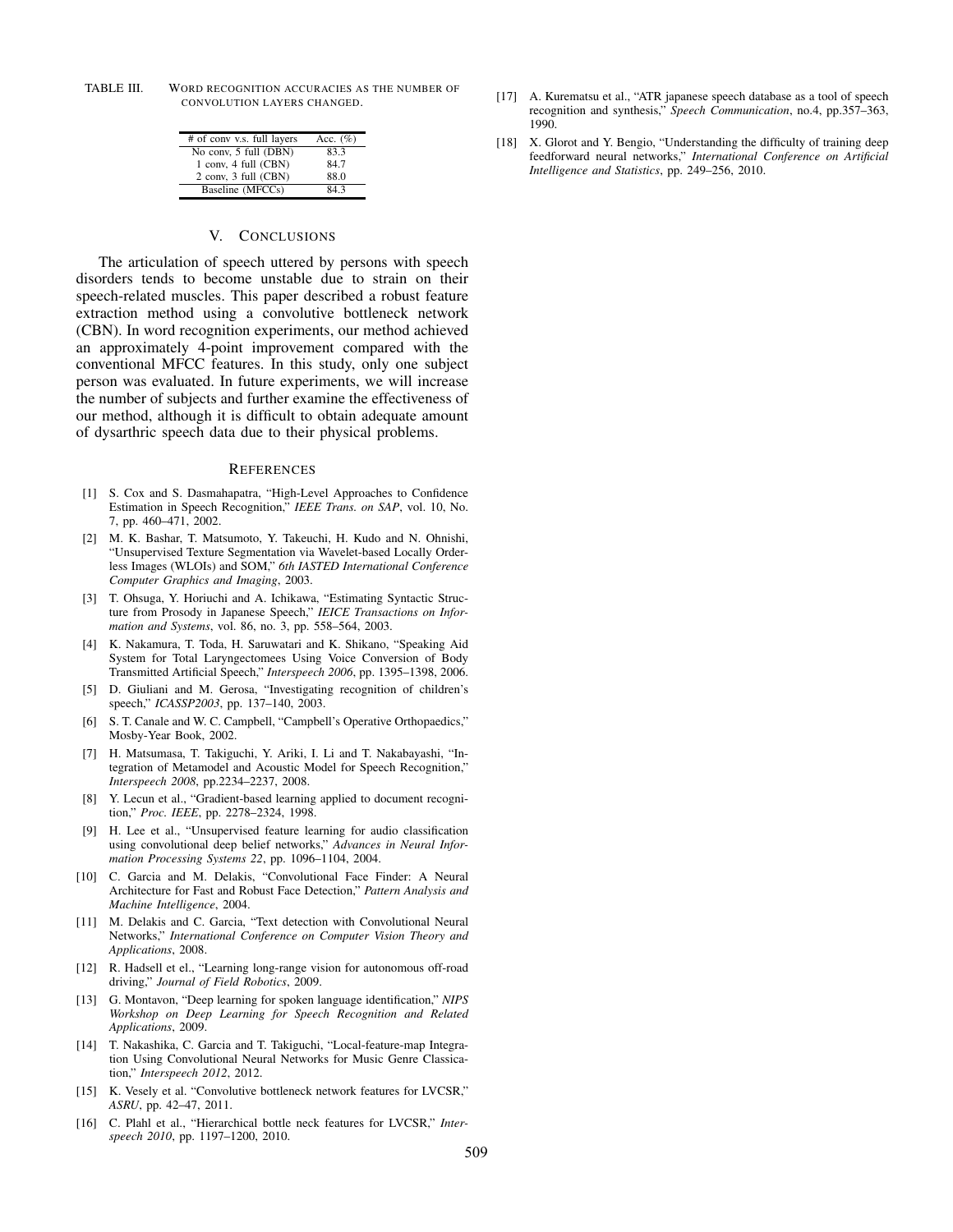TABLE III. WORD RECOGNITION ACCURACIES AS THE NUMBER OF CONVOLUTION LAYERS CHANGED.

| # of conv v.s. full layers | Acc. (%) |
|---|---|
| No conv, 5 full (DBN) | 83.3 |
| 1 conv, 4 full (CBN) | 84.7 |
| 2 conv, 3 full (CBN) | 88.0 |
| Baseline (MFCCs) | 84.3 |

## V. CONCLUSIONS

The articulation of speech uttered by persons with speech disorders tends to become unstable due to strain on their speech-related muscles. This paper described a robust feature extraction method using a convolutive bottleneck network (CBN). In word recognition experiments, our method achieved an approximately 4-point improvement compared with the conventional MFCC features. In this study, only one subject person was evaluated. In future experiments, we will increase the number of subjects and further examine the effectiveness of our method, although it is difficult to obtain adequate amount of dysarthric speech data due to their physical problems.

## REFERENCES

[1] S. Cox and S. Dasmahapatra, "High-Level Approaches to Confidence Estimation in Speech Recognition," *IEEE Trans. on SAP*, vol. 10, No. 7, pp. 460–471, 2002.

[2] M. K. Bashar, T. Matsumoto, Y. Takeuchi, H. Kudo and N. Ohnishi, "Unsupervised Texture Segmentation via Wavelet-based Locally Orderless Images (WLOIs) and SOM," *6th IASTED International Conference Computer Graphics and Imaging*, 2003.

[3] T. Ohsuga, Y. Horiuchi and A. Ichikawa, "Estimating Syntactic Structure from Prosody in Japanese Speech," *IEICE Transactions on Information and Systems*, vol. 86, no. 3, pp. 558–564, 2003.

[4] K. Nakamura, T. Toda, H. Saruwatari and K. Shikano, "Speaking Aid System for Total Laryngectomees Using Voice Conversion of Body Transmitted Artificial Speech," *Interspeech 2006*, pp. 1395–1398, 2006.

[5] D. Giuliani and M. Gerosa, "Investigating recognition of children's speech," *ICASSP2003*, pp. 137–140, 2003.

[6] S. T. Canale and W. C. Campbell, "Campbell's Operative Orthopaedics," Mosby-Year Book, 2002.

[7] H. Matsumasa, T. Takiguchi, Y. Ariki, I. Li and T. Nakabayashi, "Integration of Metamodel and Acoustic Model for Speech Recognition," *Interspeech 2008*, pp.2234–2237, 2008.

[8] Y. Lecun et al., "Gradient-based learning applied to document recognition," *Proc. IEEE*, pp. 2278–2324, 1998.

[9] H. Lee et al., "Unsupervised feature learning for audio classification using convolutional deep belief networks," *Advances in Neural Information Processing Systems 22*, pp. 1096–1104, 2004.

[10] C. Garcia and M. Delakis, "Convolutional Face Finder: A Neural Architecture for Fast and Robust Face Detection," *Pattern Analysis and Machine Intelligence*, 2004.

[11] M. Delakis and C. Garcia, "Text detection with Convolutional Neural Networks," *International Conference on Computer Vision Theory and Applications*, 2008.

[12] R. Hadsell et al., "Learning long-range vision for autonomous off-road driving," *Journal of Field Robotics*, 2009.

[13] G. Montavon, "Deep learning for spoken language identification," *NIPS Workshop on Deep Learning for Speech Recognition and Related Applications*, 2009.

[14] T. Nakashika, C. Garcia and T. Takiguchi, "Local-feature-map Integration Using Convolutional Neural Networks for Music Genre Classication," *Interspeech 2012*, 2012.

[15] K. Vesely et al. "Convolutive bottleneck network features for LVCSR," *ASRU*, pp. 42–47, 2011.

[16] C. Plahl et al., "Hierarchical bottle neck features for LVCSR," *Interspeech 2010*, pp. 1197–1200, 2010.

[17] A. Kurematsu et al., "ATR japanese speech database as a tool of speech recognition and synthesis," *Speech Communication*, no.4, pp.357–363, 1990.

[18] X. Glorot and Y. Bengio, "Understanding the difficulty of training deep feedforward neural networks," *International Conference on Artificial Intelligence and Statistics*, pp. 249–256, 2010.